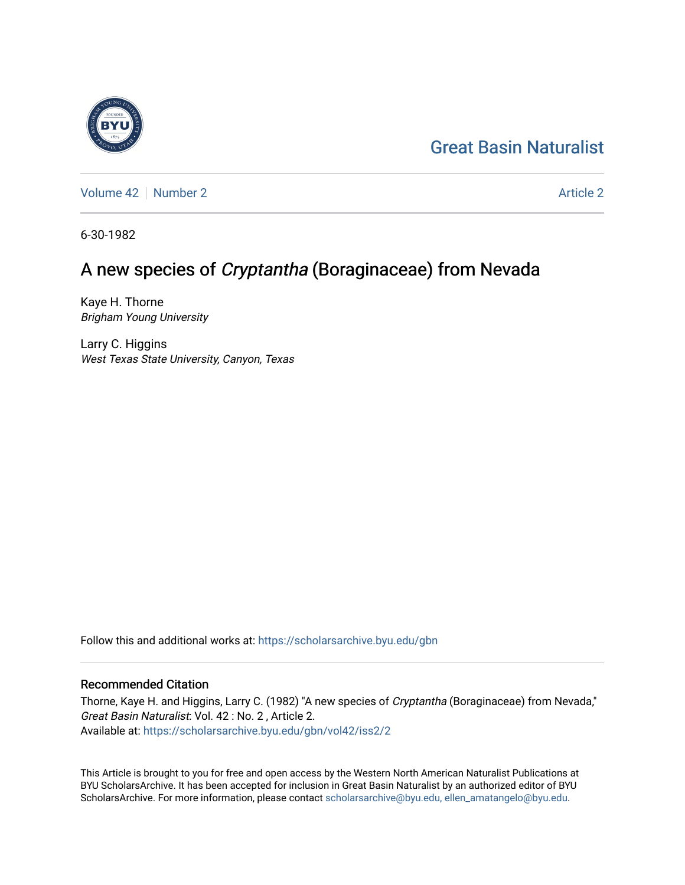Great Basin Naturalist

Volume 42 | Number 2 Article 2

6-30-1982

# A new species of *Cryptantha* (Boraginaceae) from Nevada

Kaye H. Thorne
*Brigham Young University*

Larry C. Higgins
*West Texas State University, Canyon, Texas*

Follow this and additional works at: https://scholarsarchive.byu.edu/gbn

## Recommended Citation

Thorne, Kaye H. and Higgins, Larry C. (1982) "A new species of *Cryptantha* (Boraginaceae) from Nevada," *Great Basin Naturalist*: Vol. 42 : No. 2 , Article 2.
Available at: https://scholarsarchive.byu.edu/gbn/vol42/iss2/2

This Article is brought to you for free and open access by the Western North American Naturalist Publications at BYU ScholarsArchive. It has been accepted for inclusion in Great Basin Naturalist by an authorized editor of BYU ScholarsArchive. For more information, please contact scholarsarchive@byu.edu, ellen_amatangelo@byu.edu.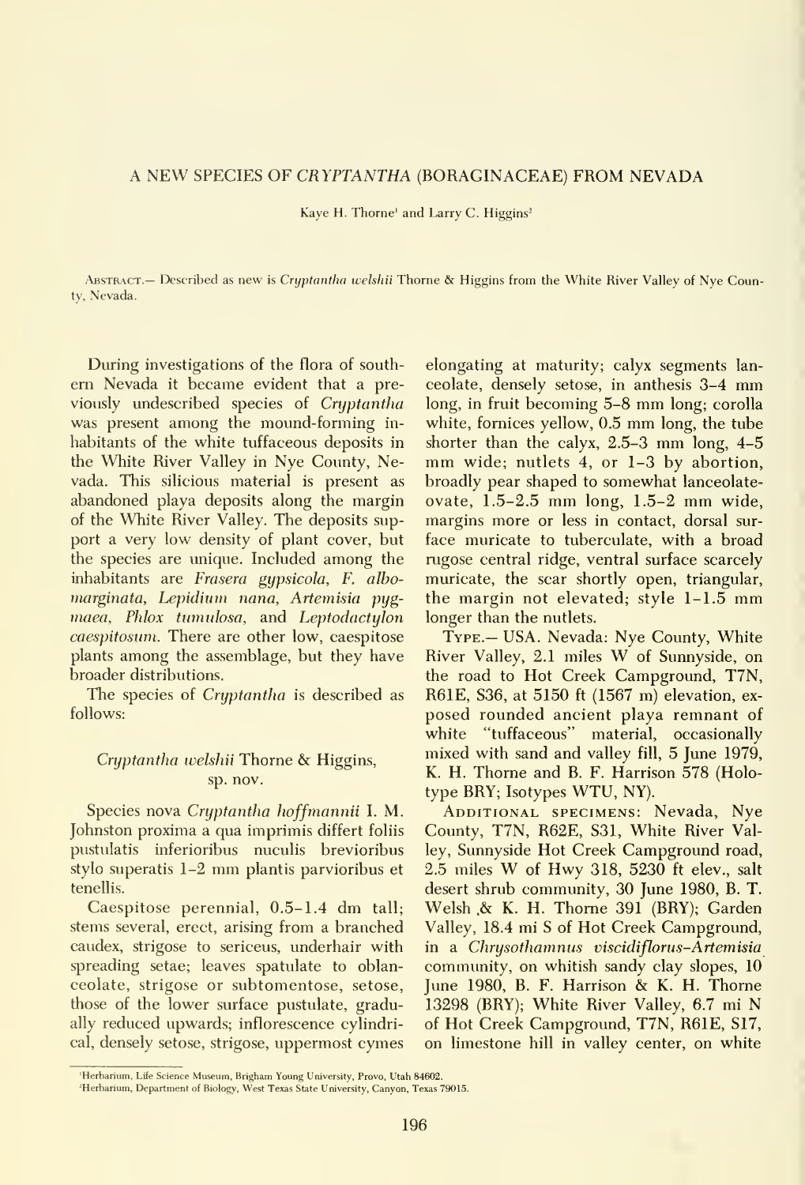# A NEW SPECIES OF *CRYPTANTHA* (BORAGINACEAE) FROM NEVADA

Kaye H. Thorne[1] and Larry C. Higgins[2]

ABSTRACT.— Described as new is *Cryptantha welshii* Thorne & Higgins from the White River Valley of Nye County, Nevada.

During investigations of the flora of southern Nevada it became evident that a previously undescribed species of *Cryptantha* was present among the mound-forming inhabitants of the white tuffaceous deposits in the White River Valley in Nye County, Nevada. This silicious material is present as abandoned playa deposits along the margin of the White River Valley. The deposits support a very low density of plant cover, but the species are unique. Included among the inhabitants are *Frasera gypsicola*, *F. albomarginata*, *Lepidium nana*, *Artemisia pygmaea*, *Phlox tumulosa*, and *Leptodactylon caespitosum*. There are other low, caespitose plants among the assemblage, but they have broader distributions.

The species of *Cryptantha* is described as follows:

## *Cryptantha welshii* Thorne & Higgins, sp. nov.

Species nova *Cryptantha hoffmannii* I. M. Johnston proxima a qua imprimis differt foliis pustulatis inferioribus nuculis brevioribus stylo superatis 1–2 mm plantis parvioribus et tenellis.

Caespitose perennial, 0.5–1.4 dm tall; stems several, erect, arising from a branched caudex, strigose to sericeus, underhair with spreading setae; leaves spatulate to oblanceolate, strigose or subtomentose, setose, those of the lower surface pustulate, gradually reduced upwards; inflorescence cylindrical, densely setose, strigose, uppermost cymes elongating at maturity; calyx segments lanceolate, densely setose, in anthesis 3–4 mm long, in fruit becoming 5–8 mm long; corolla white, fornices yellow, 0.5 mm long, the tube shorter than the calyx, 2.5–3 mm long, 4–5 mm wide; nutlets 4, or 1–3 by abortion, broadly pear shaped to somewhat lanceolate-ovate, 1.5–2.5 mm long, 1.5–2 mm wide, margins more or less in contact, dorsal surface muricate to tuberculate, with a broad rugose central ridge, ventral surface scarcely muricate, the scar shortly open, triangular, the margin not elevated; style 1–1.5 mm longer than the nutlets.

TYPE.— USA. Nevada: Nye County, White River Valley, 2.1 miles W of Sunnyside, on the road to Hot Creek Campground, T7N, R61E, S36, at 5150 ft (1567 m) elevation, exposed rounded ancient playa remnant of white "tuffaceous" material, occasionally mixed with sand and valley fill, 5 June 1979, K. H. Thorne and B. F. Harrison 578 (Holotype BRY; Isotypes WTU, NY).

ADDITIONAL SPECIMENS: Nevada, Nye County, T7N, R62E, S31, White River Valley, Sunnyside Hot Creek Campground road, 2.5 miles W of Hwy 318, 5230 ft elev., salt desert shrub community, 30 June 1980, B. T. Welsh & K. H. Thorne 391 (BRY); Garden Valley, 18.4 mi S of Hot Creek Campground, in a *Chrysothamnus viscidiflorus–Artemisia* community, on whitish sandy clay slopes, 10 June 1980, B. F. Harrison & K. H. Thorne 13298 (BRY); White River Valley, 6.7 mi N of Hot Creek Campground, T7N, R61E, S17, on limestone hill in valley center, on white

[1] Herbarium, Life Science Museum, Brigham Young University, Provo, Utah 84602.

[2] Herbarium, Department of Biology, West Texas State University, Canyon, Texas 79015.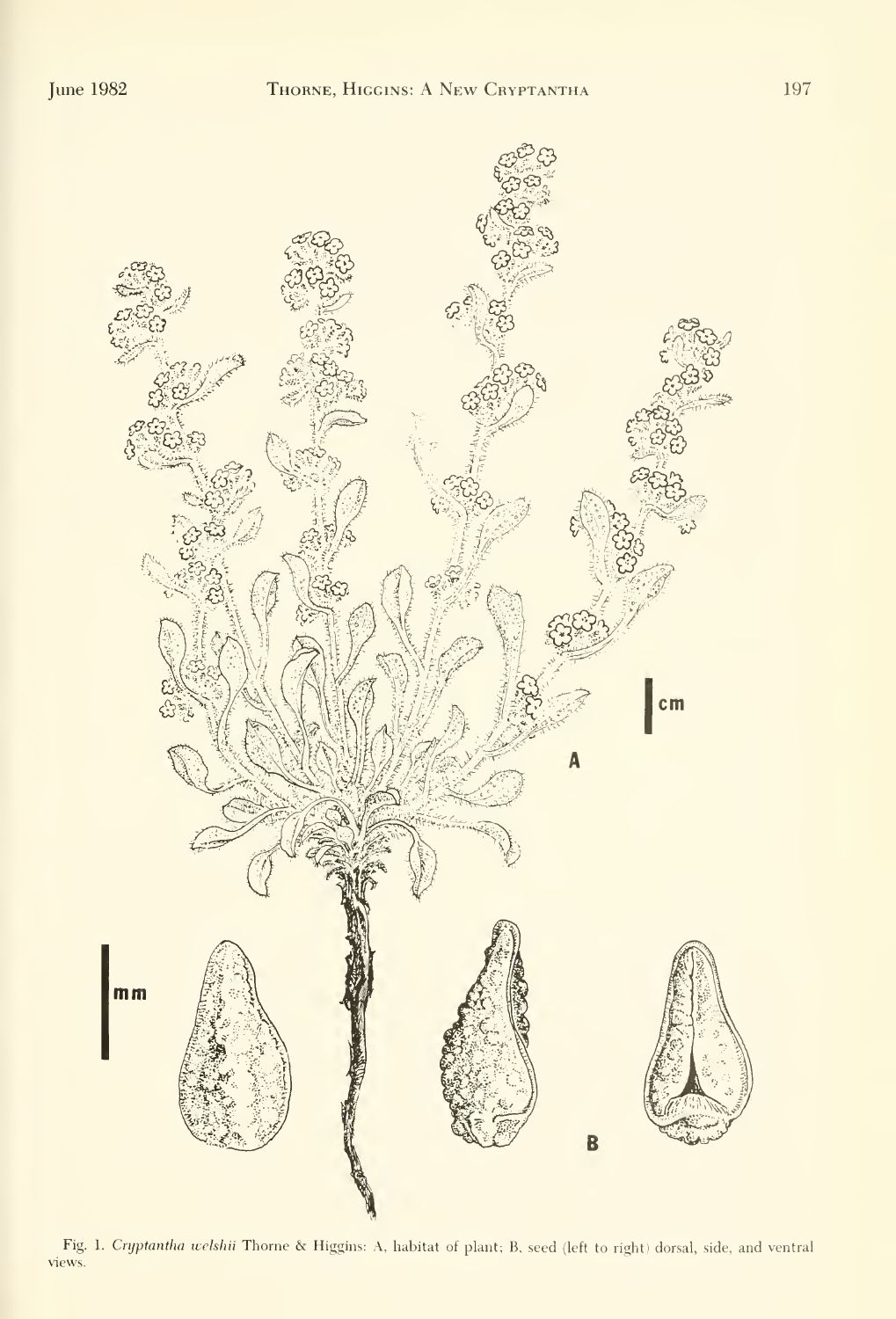Fig. 1. *Cryptantha welshii* Thorne & Higgins: A, habitat of plant; B, seed (left to right) dorsal, side, and ventral views.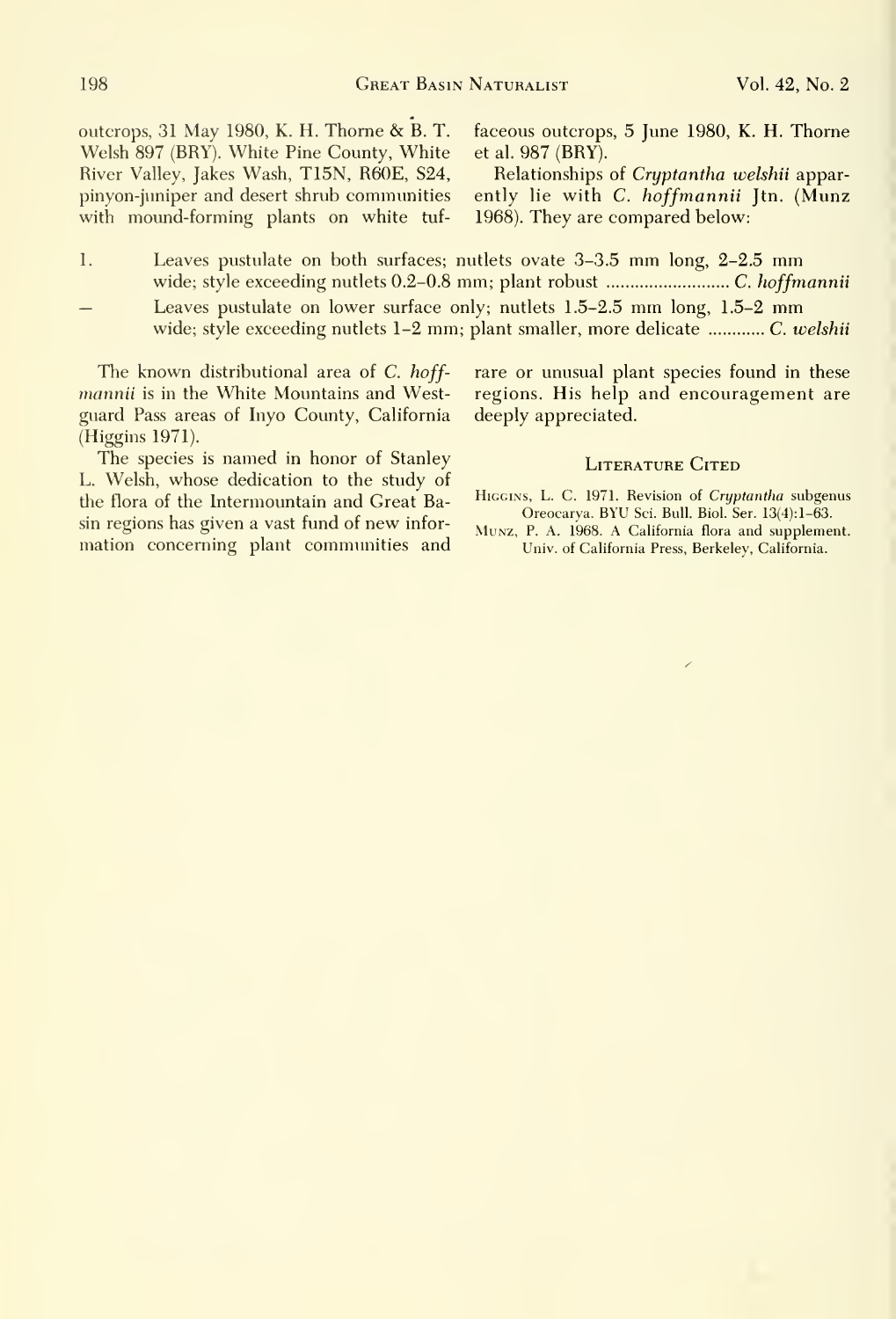outcrops, 31 May 1980, K. H. Thorne & B. T. Welsh 897 (BRY). White Pine County, White River Valley, Jakes Wash, T15N, R60E, S24, pinyon-juniper and desert shrub communities with mound-forming plants on white tuffaceous outcrops, 5 June 1980, K. H. Thorne et al. 987 (BRY).

Relationships of *Cryptantha welshii* apparently lie with *C. hoffmannii* Jtn. (Munz 1968). They are compared below:

1. Leaves pustulate on both surfaces; nutlets ovate 3–3.5 mm long, 2–2.5 mm wide; style exceeding nutlets 0.2–0.8 mm; plant robust .......................... *C. hoffmannii*

— Leaves pustulate on lower surface only; nutlets 1.5–2.5 mm long, 1.5–2 mm wide; style exceeding nutlets 1–2 mm; plant smaller, more delicate ............ *C. welshii*

The known distributional area of *C. hoffmannii* is in the White Mountains and Westguard Pass areas of Inyo County, California (Higgins 1971).

The species is named in honor of Stanley L. Welsh, whose dedication to the study of the flora of the Intermountain and Great Basin regions has given a vast fund of new information concerning plant communities and rare or unusual plant species found in these regions. His help and encouragement are deeply appreciated.

## Literature Cited

Higgins, L. C. 1971. Revision of *Cryptantha* subgenus Oreocarya. BYU Sci. Bull. Biol. Ser. 13(4):1–63.

Munz, P. A. 1968. A California flora and supplement. Univ. of California Press, Berkeley, California.